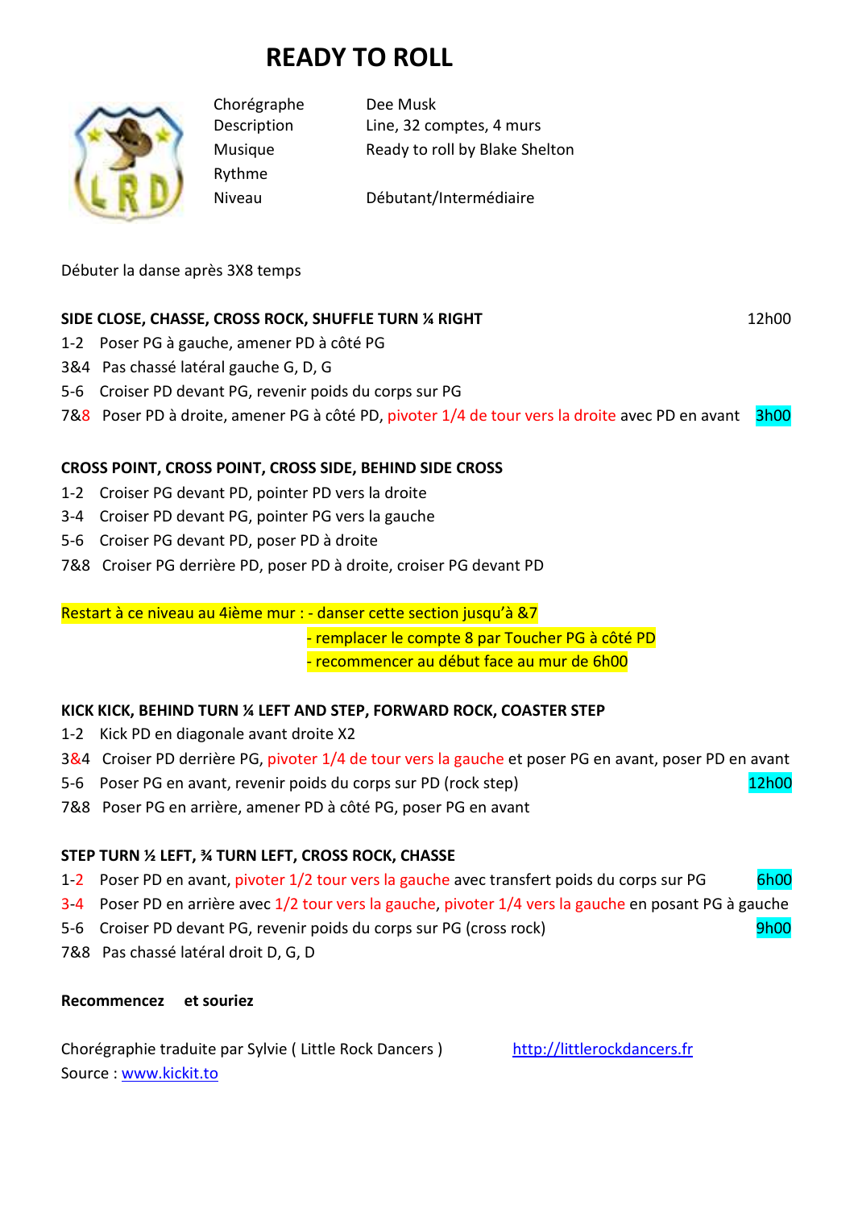# READY TO ROLL

| | |
|---|---|
| Chorégraphe | Dee Musk |
| Description | Line, 32 comptes, 4 murs |
| Musique | Ready to roll by Blake Shelton |
| Rythme | |
| Niveau | Débutant/Intermédiaire |

Débuter la danse après 3X8 temps

**SIDE CLOSE, CHASSE, CROSS ROCK, SHUFFLE TURN ¼ RIGHT** 12h00

1-2 Poser PG à gauche, amener PD à côté PG
3&4 Pas chassé latéral gauche G, D, G
5-6 Croiser PD devant PG, revenir poids du corps sur PG
7&8 Poser PD à droite, amener PG à côté PD, pivoter 1/4 de tour vers la droite avec PD en avant 3h00

**CROSS POINT, CROSS POINT, CROSS SIDE, BEHIND SIDE CROSS**

1-2 Croiser PG devant PD, pointer PD vers la droite
3-4 Croiser PD devant PG, pointer PG vers la gauche
5-6 Croiser PG devant PD, poser PD à droite
7&8 Croiser PG derrière PD, poser PD à droite, croiser PG devant PD

Restart à ce niveau au 4ième mur : - danser cette section jusqu'à &7
- remplacer le compte 8 par Toucher PG à côté PD
- recommencer au début face au mur de 6h00

**KICK KICK, BEHIND TURN ¼ LEFT AND STEP, FORWARD ROCK, COASTER STEP**

1-2 Kick PD en diagonale avant droite X2
3&4 Croiser PD derrière PG, pivoter 1/4 de tour vers la gauche et poser PG en avant, poser PD en avant
5-6 Poser PG en avant, revenir poids du corps sur PD (rock step) 12h00
7&8 Poser PG en arrière, amener PD à côté PG, poser PG en avant

**STEP TURN ½ LEFT, ¾ TURN LEFT, CROSS ROCK, CHASSE**

1-2 Poser PD en avant, pivoter 1/2 tour vers la gauche avec transfert poids du corps sur PG 6h00
3-4 Poser PD en arrière avec 1/2 tour vers la gauche, pivoter 1/4 vers la gauche en posant PG à gauche
5-6 Croiser PD devant PG, revenir poids du corps sur PG (cross rock) 9h00
7&8 Pas chassé latéral droit D, G, D

**Recommencez et souriez**

Chorégraphie traduite par Sylvie ( Little Rock Dancers ) http://littlerockdancers.fr
Source : www.kickit.to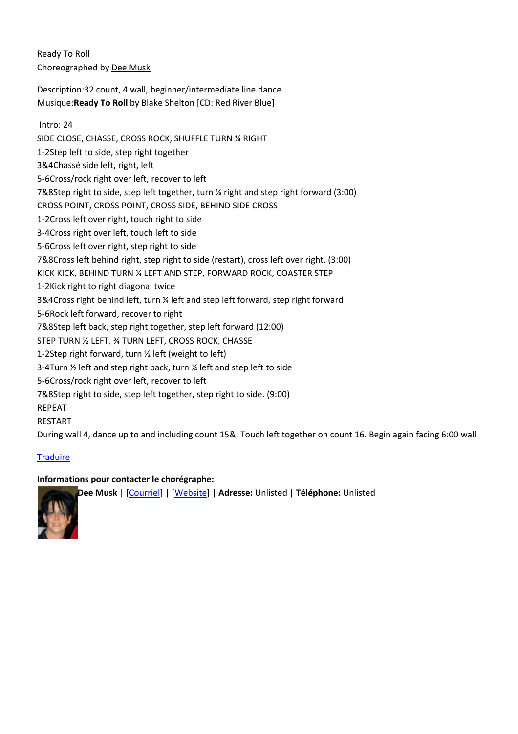Ready To Roll
Choreographed by Dee Musk

Description:32 count, 4 wall, beginner/intermediate line dance
Musique:**Ready To Roll** by Blake Shelton [CD: Red River Blue]

Intro: 24

SIDE CLOSE, CHASSE, CROSS ROCK, SHUFFLE TURN ¼ RIGHT
1-2Step left to side, step right together
3&4Chassé side left, right, left
5-6Cross/rock right over left, recover to left
7&8Step right to side, step left together, turn ¼ right and step right forward (3:00)

CROSS POINT, CROSS POINT, CROSS SIDE, BEHIND SIDE CROSS
1-2Cross left over right, touch right to side
3-4Cross right over left, touch left to side
5-6Cross left over right, step right to side
7&8Cross left behind right, step right to side (restart), cross left over right. (3:00)

KICK KICK, BEHIND TURN ¼ LEFT AND STEP, FORWARD ROCK, COASTER STEP
1-2Kick right to right diagonal twice
3&4Cross right behind left, turn ¼ left and step left forward, step right forward
5-6Rock left forward, recover to right
7&8Step left back, step right together, step left forward (12:00)

STEP TURN ½ LEFT, ¾ TURN LEFT, CROSS ROCK, CHASSE
1-2Step right forward, turn ½ left (weight to left)
3-4Turn ½ left and step right back, turn ¼ left and step left to side
5-6Cross/rock right over left, recover to left
7&8Step right to side, step left together, step right to side. (9:00)

REPEAT

RESTART
During wall 4, dance up to and including count 15&. Touch left together on count 16. Begin again facing 6:00 wall

Traduire

**Informations pour contacter le chorégraphe:**
**Dee Musk** | [Courriel] | [Website] | **Adresse:** Unlisted | **Téléphone:** Unlisted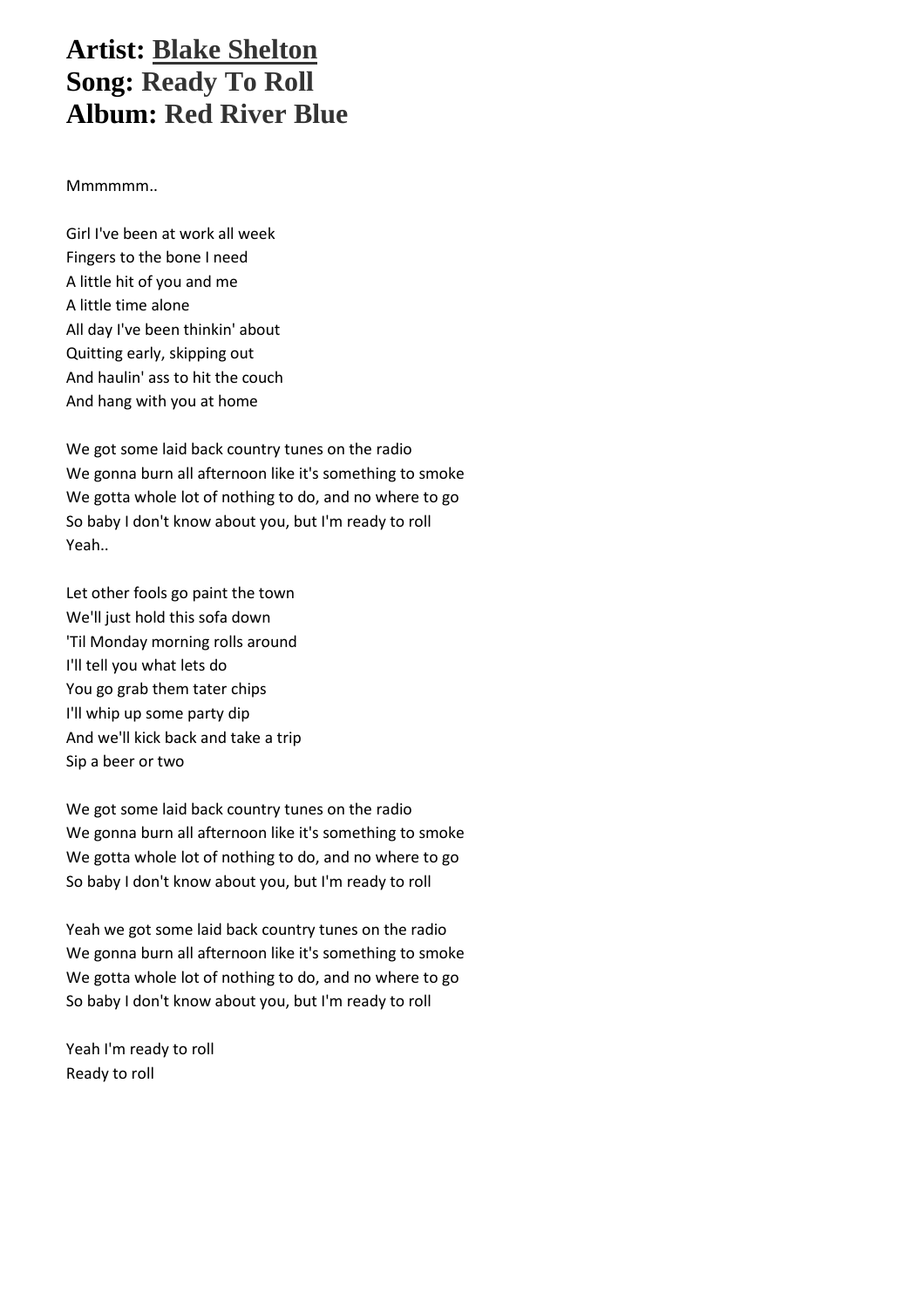# Artist: Blake Shelton
# Song: Ready To Roll
# Album: Red River Blue

Mmmmmm..

Girl I've been at work all week
Fingers to the bone I need
A little hit of you and me
A little time alone
All day I've been thinkin' about
Quitting early, skipping out
And haulin' ass to hit the couch
And hang with you at home

We got some laid back country tunes on the radio
We gonna burn all afternoon like it's something to smoke
We gotta whole lot of nothing to do, and no where to go
So baby I don't know about you, but I'm ready to roll
Yeah..

Let other fools go paint the town
We'll just hold this sofa down
'Til Monday morning rolls around
I'll tell you what lets do
You go grab them tater chips
I'll whip up some party dip
And we'll kick back and take a trip
Sip a beer or two

We got some laid back country tunes on the radio
We gonna burn all afternoon like it's something to smoke
We gotta whole lot of nothing to do, and no where to go
So baby I don't know about you, but I'm ready to roll

Yeah we got some laid back country tunes on the radio
We gonna burn all afternoon like it's something to smoke
We gotta whole lot of nothing to do, and no where to go
So baby I don't know about you, but I'm ready to roll

Yeah I'm ready to roll
Ready to roll